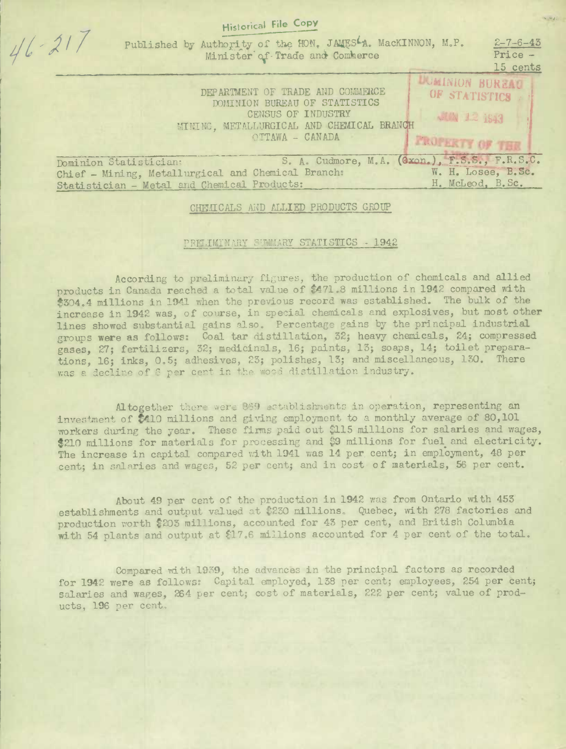Historical File Copy

46-217

Published by Authority of the HON. JAMES A. MacKINNON, M.P.
Minister of Trade and Commerce

2-7-6-43
Price - 15 cents

DEPARTMENT OF TRADE AND COMMERCE
DOMINION BUREAU OF STATISTICS
CENSUS OF INDUSTRY
MINING, METALLURGICAL AND CHEMICAL BRANCH
OTTAWA - CANADA

DOMINION BUREAU OF STATISTICS
JUN 12 1943
PROPERTY OF THE LIBRARY

Dominion Statistician: S. A. Cudmore, M.A. (Oxon.), F.S.S., F.R.S.C.
Chief - Mining, Metallurgical and Chemical Branch: W. H. Losee, B.Sc.
Statistician - Metal and Chemical Products: H. McLeod, B.Sc.

## CHEMICALS AND ALLIED PRODUCTS GROUP

### PRELIMINARY SUMMARY STATISTICS - 1942

According to preliminary figures, the production of chemicals and allied products in Canada reached a total value of $471.8 millions in 1942 compared with $304.4 millions in 1941 when the previous record was established. The bulk of the increase in 1942 was, of course, in special chemicals and explosives, but most other lines showed substantial gains also. Percentage gains by the principal industrial groups were as follows: Coal tar distillation, 32; heavy chemicals, 24; compressed gases, 27; fertilizers, 32; medicinals, 16; paints, 13; soaps, 14; toilet preparations, 16; inks, 0.5; adhesives, 23; polishes, 13; and miscellaneous, 130. There was a decline of 6 per cent in the wood distillation industry.

Altogether there were 869 establishments in operation, representing an investment of $410 millions and giving employment to a monthly average of 80,101 workers during the year. These firms paid out $115 millions for salaries and wages, $210 millions for materials for processing and $9 millions for fuel and electricity. The increase in capital compared with 1941 was 14 per cent; in employment, 48 per cent; in salaries and wages, 52 per cent; and in cost of materials, 56 per cent.

About 49 per cent of the production in 1942 was from Ontario with 453 establishments and output valued at $230 millions. Quebec, with 278 factories and production worth $203 millions, accounted for 43 per cent, and British Columbia with 54 plants and output at $17.6 millions accounted for 4 per cent of the total.

Compared with 1939, the advances in the principal factors as recorded for 1942 were as follows: Capital employed, 138 per cent; employees, 254 per cent; salaries and wages, 264 per cent; cost of materials, 222 per cent; value of products, 196 per cent.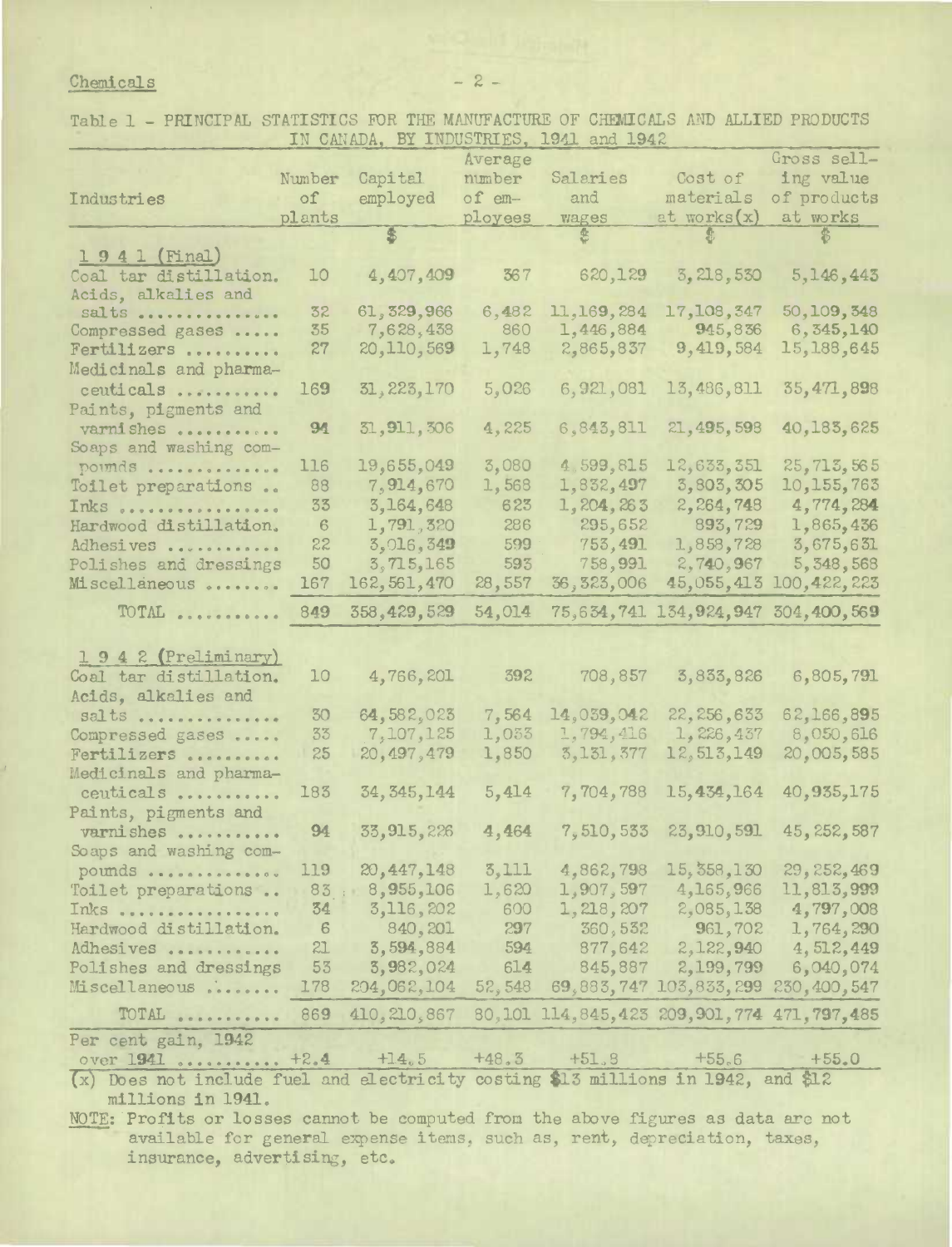Table 1 - PRINCIPAL STATISTICS FOR THE MANUFACTURE OF CHEMICALS AND ALLIED PRODUCTS IN CANADA, BY INDUSTRIES, 1941 and 1942

| Industries | Number of plants | Capital employed | Average number of employees | Salaries and wages | Cost of materials at works(x) | Gross selling value of products at works |
|---|---|---|---|---|---|---|
| | | $ | | $ | $ | $ |
| **1 9 4 1 (Final)** | | | | | | |
| Coal tar distillation. | 10 | 4,407,409 | 367 | 620,129 | 3,218,530 | 5,146,443 |
| Acids, alkalies and salts ............... | 32 | 61,329,966 | 6,482 | 11,169,284 | 17,108,347 | 50,109,348 |
| Compressed gases ..... | 35 | 7,628,438 | 860 | 1,446,884 | 945,836 | 6,345,140 |
| Fertilizers .......... | 27 | 20,110,569 | 1,748 | 2,865,837 | 9,419,584 | 15,188,645 |
| Medicinals and pharmaceuticals ........... | 169 | 31,223,170 | 5,026 | 6,921,081 | 13,486,811 | 35,471,898 |
| Paints, pigments and varnishes ........... | 94 | 31,911,306 | 4,225 | 6,843,811 | 21,495,598 | 40,183,625 |
| Soaps and washing compounds .............. | 116 | 19,655,049 | 3,080 | 4,599,815 | 12,633,351 | 25,713,565 |
| Toilet preparations .. | 88 | 7,914,670 | 1,568 | 1,832,497 | 3,803,305 | 10,155,763 |
| Inks ................. | 33 | 3,164,648 | 623 | 1,204,263 | 2,264,748 | 4,774,284 |
| Hardwood distillation. | 6 | 1,791,320 | 286 | 295,652 | 893,729 | 1,865,436 |
| Adhesives ............ | 22 | 3,016,349 | 599 | 753,491 | 1,858,728 | 3,675,631 |
| Polishes and dressings | 50 | 3,715,165 | 593 | 758,991 | 2,740,967 | 5,348,568 |
| Miscellaneous ........ | 167 | 162,561,470 | 28,557 | 36,323,006 | 45,055,413 | 100,422,223 |
| TOTAL ........... | 849 | 358,429,529 | 54,014 | 75,634,741 | 134,924,947 | 304,400,569 |
| **1 9 4 2 (Preliminary)** | | | | | | |
| Coal tar distillation. | 10 | 4,766,201 | 392 | 708,857 | 3,833,826 | 6,805,791 |
| Acids, alkalies and salts ............... | 30 | 64,582,023 | 7,564 | 14,039,042 | 22,256,633 | 62,166,895 |
| Compressed gases ..... | 33 | 7,107,125 | 1,033 | 1,794,416 | 1,226,437 | 8,050,616 |
| Fertilizers .......... | 25 | 20,497,479 | 1,850 | 3,131,377 | 12,513,149 | 20,005,585 |
| Medicinals and pharmaceuticals ........... | 183 | 34,345,144 | 5,414 | 7,704,788 | 15,434,164 | 40,935,175 |
| Paints, pigments and varnishes ........... | 94 | 33,915,226 | 4,464 | 7,510,533 | 23,910,591 | 45,252,587 |
| Soaps and washing compounds .............. | 119 | 20,447,148 | 3,111 | 4,862,798 | 15,358,130 | 29,252,469 |
| Toilet preparations .. | 83 | 8,955,106 | 1,620 | 1,907,597 | 4,165,966 | 11,813,999 |
| Inks ................. | 34 | 3,116,202 | 600 | 1,218,207 | 2,085,138 | 4,797,008 |
| Hardwood distillation. | 6 | 840,201 | 297 | 360,532 | 961,702 | 1,764,290 |
| Adhesives ............ | 21 | 3,594,884 | 594 | 877,642 | 2,122,940 | 4,512,449 |
| Polishes and dressings | 53 | 3,982,024 | 614 | 845,887 | 2,199,799 | 6,040,074 |
| Miscellaneous ........ | 178 | 204,062,104 | 52,548 | 69,883,747 | 103,833,299 | 230,400,547 |
| TOTAL ........... | 869 | 410,210,867 | 80,101 | 114,845,423 | 209,901,774 | 471,797,485 |
| Per cent gain, 1942 over 1941 ........... | +2.4 | +14.5 | +48.3 | +51.8 | +55.6 | +55.0 |

(x) Does not include fuel and electricity costing $13 millions in 1942, and $12 millions in 1941.

NOTE: Profits or losses cannot be computed from the above figures as data are not available for general expense items, such as, rent, depreciation, taxes, insurance, advertising, etc.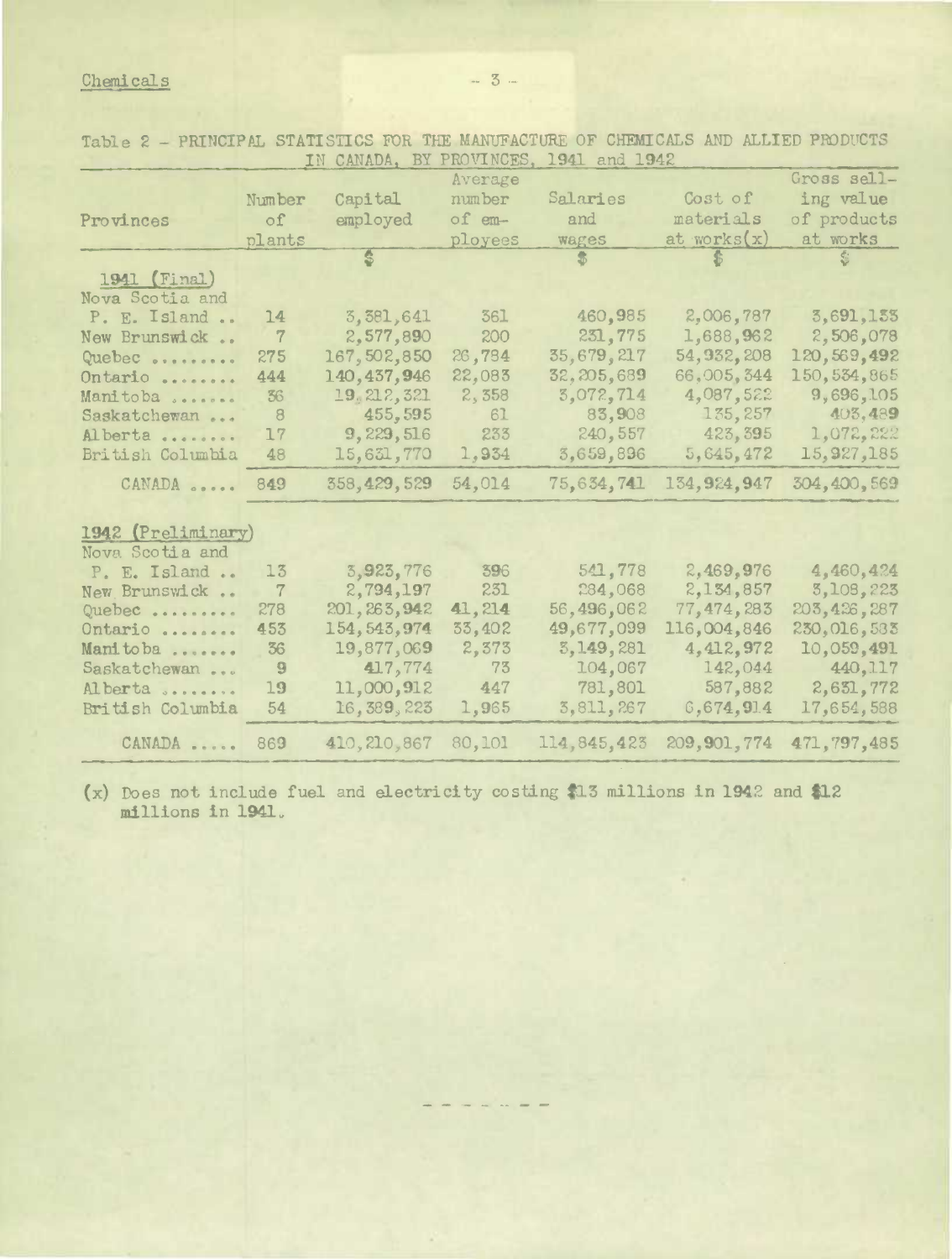Table 2 - PRINCIPAL STATISTICS FOR THE MANUFACTURE OF CHEMICALS AND ALLIED PRODUCTS IN CANADA, BY PROVINCES, 1941 and 1942

| Provinces | Number of plants | Capital employed | Average number of employees | Salaries and wages | Cost of materials at works(x) | Gross selling value of products at works |
|---|---|---|---|---|---|---|
| | | $ | | $ | $ | $ |
| **1941 (Final)** | | | | | | |
| Nova Scotia and P. E. Island .. | 14 | 3,381,641 | 361 | 460,985 | 2,006,787 | 3,691,133 |
| New Brunswick .. | 7 | 2,577,890 | 200 | 231,775 | 1,688,962 | 2,506,078 |
| Quebec ......... | 275 | 167,502,850 | 26,784 | 35,679,217 | 54,932,208 | 120,569,492 |
| Ontario ........ | 444 | 140,437,946 | 22,083 | 32,205,689 | 66,005,344 | 150,534,865 |
| Manitoba ....... | 36 | 19,212,321 | 2,358 | 3,072,714 | 4,087,522 | 9,696,105 |
| Saskatchewan ... | 8 | 455,595 | 61 | 83,908 | 135,257 | 403,489 |
| Alberta ........ | 17 | 9,229,516 | 233 | 240,557 | 423,395 | 1,072,222 |
| British Columbia | 48 | 15,631,770 | 1,934 | 3,659,896 | 5,645,472 | 15,927,185 |
| CANADA ..... | 849 | 358,429,529 | 54,014 | 75,634,741 | 134,924,947 | 304,400,569 |
| **1942 (Preliminary)** | | | | | | |
| Nova Scotia and P. E. Island .. | 13 | 3,923,776 | 396 | 541,778 | 2,469,976 | 4,460,424 |
| New Brunswick .. | 7 | 2,794,197 | 231 | 284,068 | 2,134,857 | 3,108,223 |
| Quebec ......... | 278 | 201,263,942 | 41,214 | 56,496,062 | 77,474,283 | 203,426,287 |
| Ontario ........ | 453 | 154,543,974 | 33,402 | 49,677,099 | 116,004,846 | 230,016,583 |
| Manitoba ....... | 36 | 19,877,069 | 2,373 | 3,149,281 | 4,412,972 | 10,059,491 |
| Saskatchewan ... | 9 | 417,774 | 73 | 104,067 | 142,044 | 440,117 |
| Alberta ........ | 19 | 11,000,912 | 447 | 781,801 | 587,882 | 2,631,772 |
| British Columbia | 54 | 16,389,223 | 1,965 | 3,811,267 | 6,674,914 | 17,654,588 |
| CANADA ..... | 869 | 410,210,867 | 80,101 | 114,845,423 | 209,901,774 | 471,797,485 |

(x) Does not include fuel and electricity costing $13 millions in 1942 and $12 millions in 1941.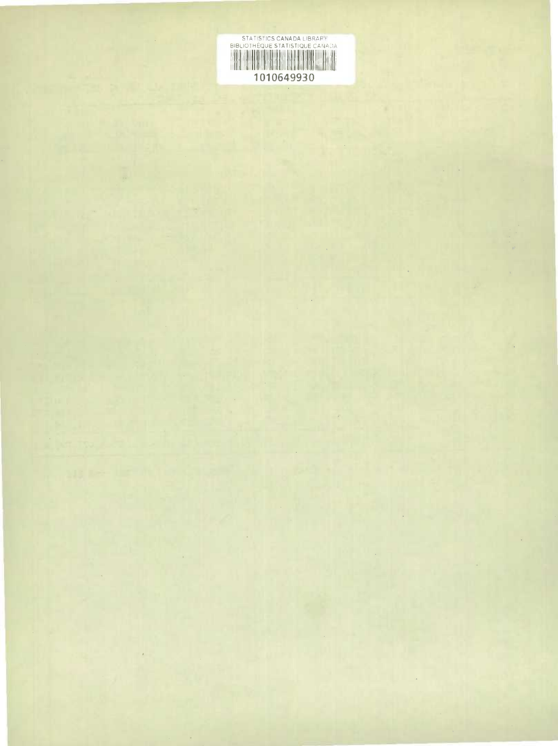STATISTICS CANADA LIBRARY
BIBLIOTHÈQUE STATISTIQUE CANADA

1010649930